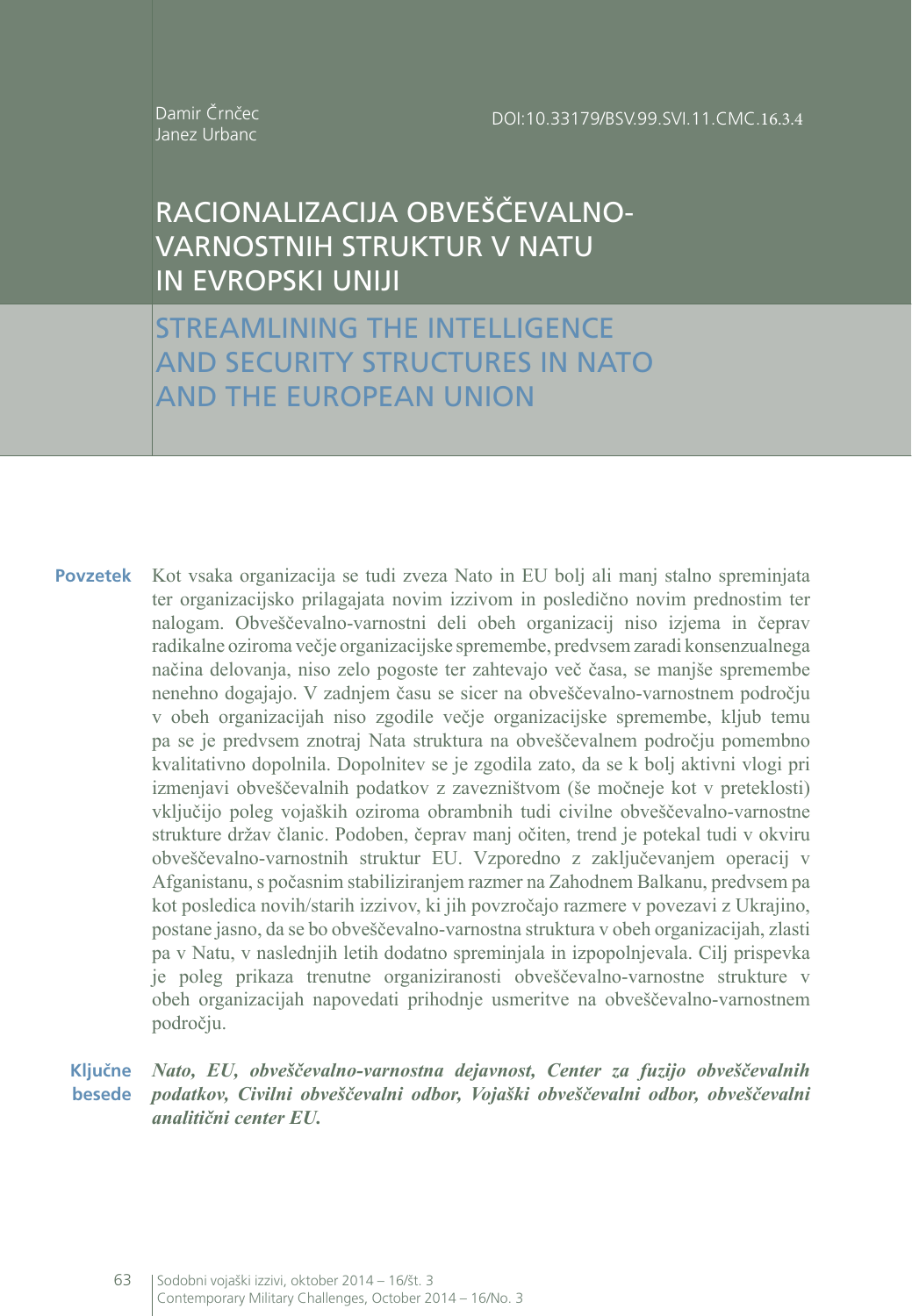Damir Črnčec
Janez Urbanc

DOI:10.33179/BSV.99.SVI.11.CMC.16.3.4

# RACIONALIZACIJA OBVEŠČEVALNO-VARNOSTNIH STRUKTUR V NATU IN EVROPSKI UNIJI

# STREAMLINING THE INTELLIGENCE AND SECURITY STRUCTURES IN NATO AND THE EUROPEAN UNION

**Povzetek** Kot vsaka organizacija se tudi zveza Nato in EU bolj ali manj stalno spreminjata ter organizacijsko prilagajata novim izzivom in posledično novim prednostim ter nalogam. Obveščevalno-varnostni deli obeh organizacij niso izjema in čeprav radikalne oziroma večje organizacijske spremembe, predvsem zaradi konsenzualnega načina delovanja, niso zelo pogoste ter zahtevajo več časa, se manjše spremembe nenehno dogajajo. V zadnjem času se sicer na obveščevalno-varnostnem področju v obeh organizacijah niso zgodile večje organizacijske spremembe, kljub temu pa se je predvsem znotraj Nata struktura na obveščevalnem področju pomembno kvalitativno dopolnila. Dopolnitev se je zgodila zato, da se k bolj aktivni vlogi pri izmenjavi obveščevalnih podatkov z zavezništvom (še močneje kot v preteklosti) vključijo poleg vojaških oziroma obrambnih tudi civilne obveščevalno-varnostne strukture držav članic. Podoben, čeprav manj očiten, trend je potekal tudi v okviru obveščevalno-varnostnih struktur EU. Vzporedno z zaključevanjem operacij v Afganistanu, s počasnim stabiliziranjem razmer na Zahodnem Balkanu, predvsem pa kot posledica novih/starih izzivov, ki jih povzročajo razmere v povezavi z Ukrajino, postane jasno, da se bo obveščevalno-varnostna struktura v obeh organizacijah, zlasti pa v Natu, v naslednjih letih dodatno spreminjala in izpopolnjevala. Cilj prispevka je poleg prikaza trenutne organiziranosti obveščevalno-varnostne strukture v obeh organizacijah napovedati prihodnje usmeritve na obveščevalno-varnostnem področju.

**Ključne besede** ***Nato, EU, obveščevalno-varnostna dejavnost, Center za fuzijo obveščevalnih podatkov, Civilni obveščevalni odbor, Vojaški obveščevalni odbor, obveščevalni analitični center EU.***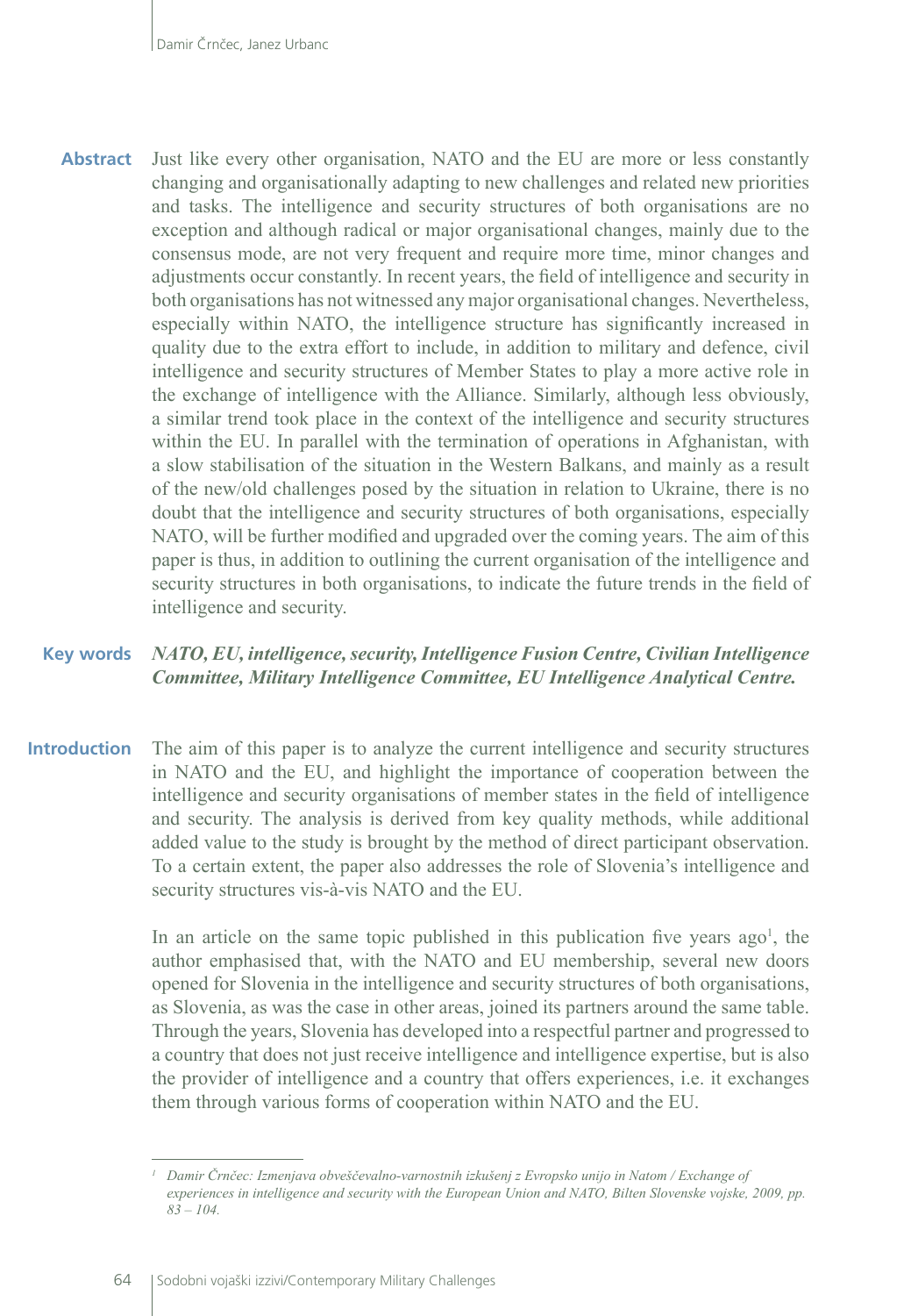**Abstract** Just like every other organisation, NATO and the EU are more or less constantly changing and organisationally adapting to new challenges and related new priorities and tasks. The intelligence and security structures of both organisations are no exception and although radical or major organisational changes, mainly due to the consensus mode, are not very frequent and require more time, minor changes and adjustments occur constantly. In recent years, the field of intelligence and security in both organisations has not witnessed any major organisational changes. Nevertheless, especially within NATO, the intelligence structure has significantly increased in quality due to the extra effort to include, in addition to military and defence, civil intelligence and security structures of Member States to play a more active role in the exchange of intelligence with the Alliance. Similarly, although less obviously, a similar trend took place in the context of the intelligence and security structures within the EU. In parallel with the termination of operations in Afghanistan, with a slow stabilisation of the situation in the Western Balkans, and mainly as a result of the new/old challenges posed by the situation in relation to Ukraine, there is no doubt that the intelligence and security structures of both organisations, especially NATO, will be further modified and upgraded over the coming years. The aim of this paper is thus, in addition to outlining the current organisation of the intelligence and security structures in both organisations, to indicate the future trends in the field of intelligence and security.

**Key words** ***NATO, EU, intelligence, security, Intelligence Fusion Centre, Civilian Intelligence Committee, Military Intelligence Committee, EU Intelligence Analytical Centre.***

## Introduction

The aim of this paper is to analyze the current intelligence and security structures in NATO and the EU, and highlight the importance of cooperation between the intelligence and security organisations of member states in the field of intelligence and security. The analysis is derived from key quality methods, while additional added value to the study is brought by the method of direct participant observation. To a certain extent, the paper also addresses the role of Slovenia's intelligence and security structures vis-à-vis NATO and the EU.

In an article on the same topic published in this publication five years ago[1], the author emphasised that, with the NATO and EU membership, several new doors opened for Slovenia in the intelligence and security structures of both organisations, as Slovenia, as was the case in other areas, joined its partners around the same table. Through the years, Slovenia has developed into a respectful partner and progressed to a country that does not just receive intelligence and intelligence expertise, but is also the provider of intelligence and a country that offers experiences, i.e. it exchanges them through various forms of cooperation within NATO and the EU.

---

[1] *Damir Črnčec: Izmenjava obveščevalno-varnostnih izkušenj z Evropsko unijo in Natom / Exchange of experiences in intelligence and security with the European Union and NATO, Bilten Slovenske vojske, 2009, pp. 83 – 104.*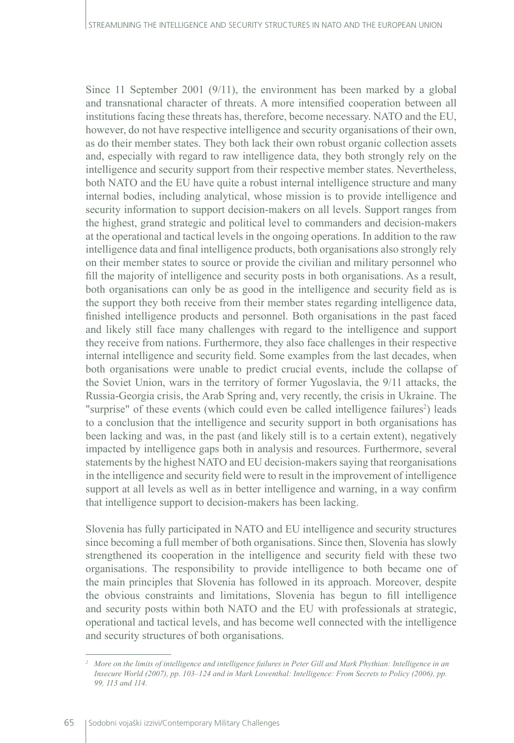Since 11 September 2001 (9/11), the environment has been marked by a global and transnational character of threats. A more intensified cooperation between all institutions facing these threats has, therefore, become necessary. NATO and the EU, however, do not have respective intelligence and security organisations of their own, as do their member states. They both lack their own robust organic collection assets and, especially with regard to raw intelligence data, they both strongly rely on the intelligence and security support from their respective member states. Nevertheless, both NATO and the EU have quite a robust internal intelligence structure and many internal bodies, including analytical, whose mission is to provide intelligence and security information to support decision-makers on all levels. Support ranges from the highest, grand strategic and political level to commanders and decision-makers at the operational and tactical levels in the ongoing operations. In addition to the raw intelligence data and final intelligence products, both organisations also strongly rely on their member states to source or provide the civilian and military personnel who fill the majority of intelligence and security posts in both organisations. As a result, both organisations can only be as good in the intelligence and security field as is the support they both receive from their member states regarding intelligence data, finished intelligence products and personnel. Both organisations in the past faced and likely still face many challenges with regard to the intelligence and support they receive from nations. Furthermore, they also face challenges in their respective internal intelligence and security field. Some examples from the last decades, when both organisations were unable to predict crucial events, include the collapse of the Soviet Union, wars in the territory of former Yugoslavia, the 9/11 attacks, the Russia-Georgia crisis, the Arab Spring and, very recently, the crisis in Ukraine. The "surprise" of these events (which could even be called intelligence failures[2]) leads to a conclusion that the intelligence and security support in both organisations has been lacking and was, in the past (and likely still is to a certain extent), negatively impacted by intelligence gaps both in analysis and resources. Furthermore, several statements by the highest NATO and EU decision-makers saying that reorganisations in the intelligence and security field were to result in the improvement of intelligence support at all levels as well as in better intelligence and warning, in a way confirm that intelligence support to decision-makers has been lacking.

Slovenia has fully participated in NATO and EU intelligence and security structures since becoming a full member of both organisations. Since then, Slovenia has slowly strengthened its cooperation in the intelligence and security field with these two organisations. The responsibility to provide intelligence to both became one of the main principles that Slovenia has followed in its approach. Moreover, despite the obvious constraints and limitations, Slovenia has begun to fill intelligence and security posts within both NATO and the EU with professionals at strategic, operational and tactical levels, and has become well connected with the intelligence and security structures of both organisations.

[2] *More on the limits of intelligence and intelligence failures in Peter Gill and Mark Phythian: Intelligence in an Insecure World (2007), pp. 103–124 and in Mark Lowenthal: Intelligence: From Secrets to Policy (2006), pp. 99, 113 and 114.*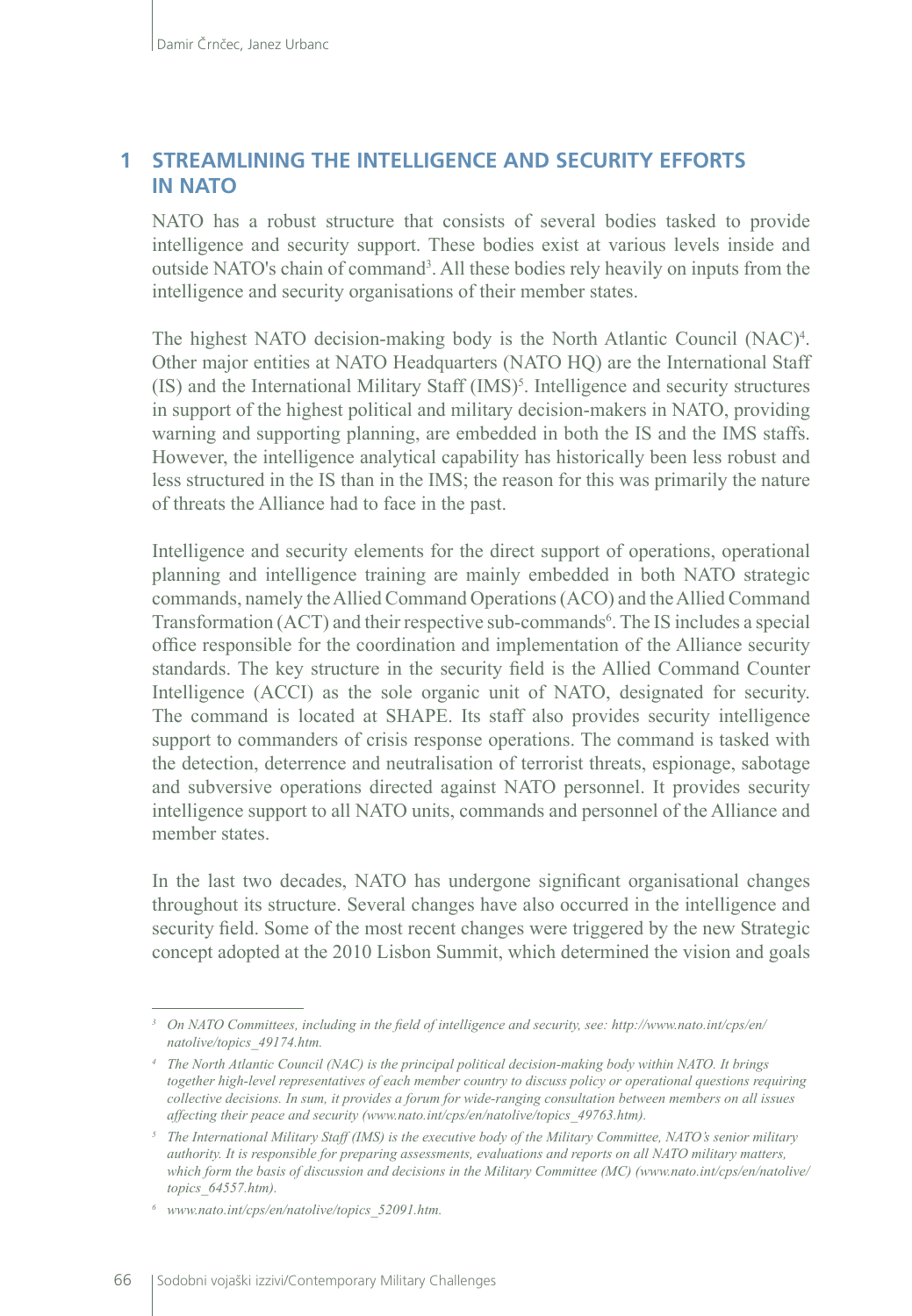## 1 STREAMLINING THE INTELLIGENCE AND SECURITY EFFORTS IN NATO

NATO has a robust structure that consists of several bodies tasked to provide intelligence and security support. These bodies exist at various levels inside and outside NATO's chain of command[3]. All these bodies rely heavily on inputs from the intelligence and security organisations of their member states.

The highest NATO decision-making body is the North Atlantic Council (NAC)[4]. Other major entities at NATO Headquarters (NATO HQ) are the International Staff (IS) and the International Military Staff (IMS)[5]. Intelligence and security structures in support of the highest political and military decision-makers in NATO, providing warning and supporting planning, are embedded in both the IS and the IMS staffs. However, the intelligence analytical capability has historically been less robust and less structured in the IS than in the IMS; the reason for this was primarily the nature of threats the Alliance had to face in the past.

Intelligence and security elements for the direct support of operations, operational planning and intelligence training are mainly embedded in both NATO strategic commands, namely the Allied Command Operations (ACO) and the Allied Command Transformation (ACT) and their respective sub-commands[6]. The IS includes a special office responsible for the coordination and implementation of the Alliance security standards. The key structure in the security field is the Allied Command Counter Intelligence (ACCI) as the sole organic unit of NATO, designated for security. The command is located at SHAPE. Its staff also provides security intelligence support to commanders of crisis response operations. The command is tasked with the detection, deterrence and neutralisation of terrorist threats, espionage, sabotage and subversive operations directed against NATO personnel. It provides security intelligence support to all NATO units, commands and personnel of the Alliance and member states.

In the last two decades, NATO has undergone significant organisational changes throughout its structure. Several changes have also occurred in the intelligence and security field. Some of the most recent changes were triggered by the new Strategic concept adopted at the 2010 Lisbon Summit, which determined the vision and goals

---

[3] *On NATO Committees, including in the field of intelligence and security, see: http://www.nato.int/cps/en/natolive/topics_49174.htm.*

[4] *The North Atlantic Council (NAC) is the principal political decision-making body within NATO. It brings together high-level representatives of each member country to discuss policy or operational questions requiring collective decisions. In sum, it provides a forum for wide-ranging consultation between members on all issues affecting their peace and security (www.nato.int/cps/en/natolive/topics_49763.htm).*

[5] *The International Military Staff (IMS) is the executive body of the Military Committee, NATO's senior military authority. It is responsible for preparing assessments, evaluations and reports on all NATO military matters, which form the basis of discussion and decisions in the Military Committee (MC) (www.nato.int/cps/en/natolive/topics_64557.htm).*

[6] *www.nato.int/cps/en/natolive/topics_52091.htm.*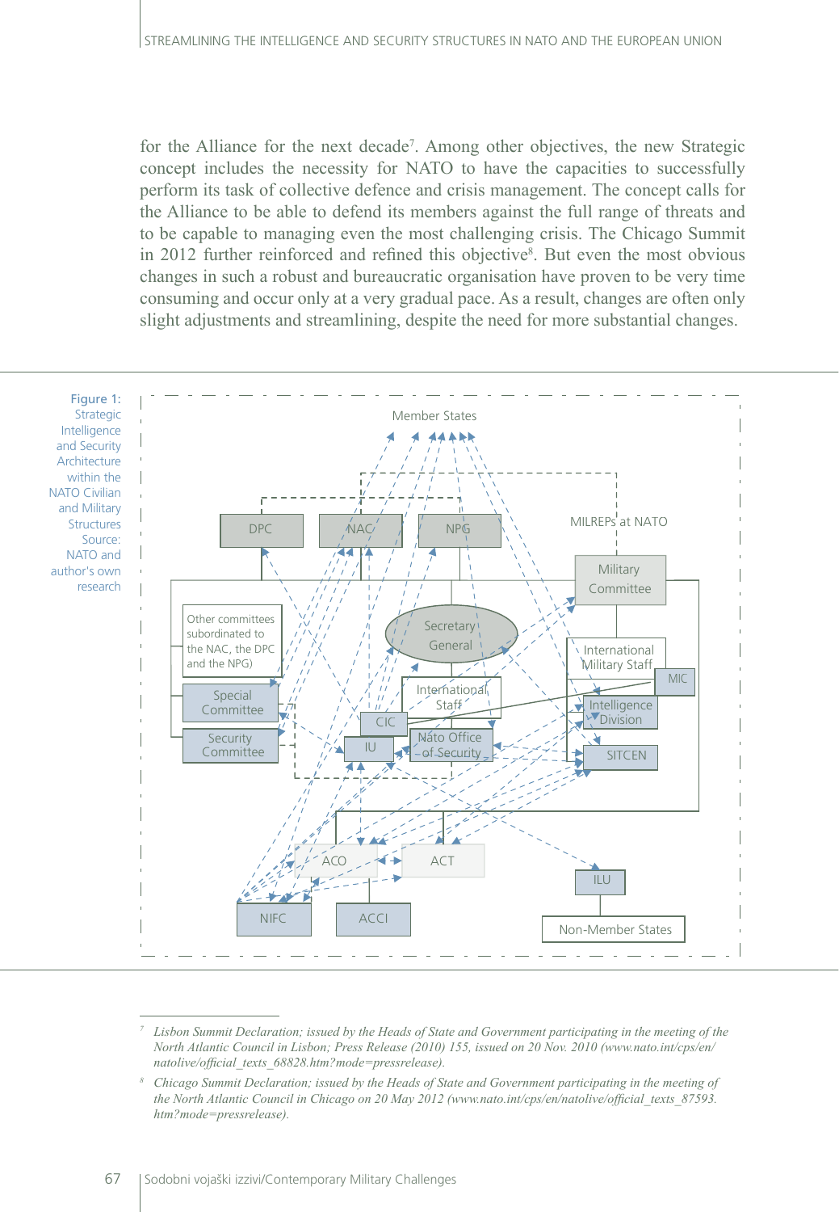for the Alliance for the next decade[7]. Among other objectives, the new Strategic concept includes the necessity for NATO to have the capacities to successfully perform its task of collective defence and crisis management. The concept calls for the Alliance to be able to defend its members against the full range of threats and to be capable to managing even the most challenging crisis. The Chicago Summit in 2012 further reinforced and refined this objective[8]. But even the most obvious changes in such a robust and bureaucratic organisation have proven to be very time consuming and occur only at a very gradual pace. As a result, changes are often only slight adjustments and streamlining, despite the need for more substantial changes.

Figure 1: Strategic Intelligence and Security Architecture within the NATO Civilian and Military Structures
Source: NATO and author's own research

[7] *Lisbon Summit Declaration; issued by the Heads of State and Government participating in the meeting of the North Atlantic Council in Lisbon; Press Release (2010) 155, issued on 20 Nov. 2010 (www.nato.int/cps/en/natolive/official_texts_68828.htm?mode=pressrelease).*

[8] *Chicago Summit Declaration; issued by the Heads of State and Government participating in the meeting of the North Atlantic Council in Chicago on 20 May 2012 (www.nato.int/cps/en/natolive/official_texts_87593.htm?mode=pressrelease).*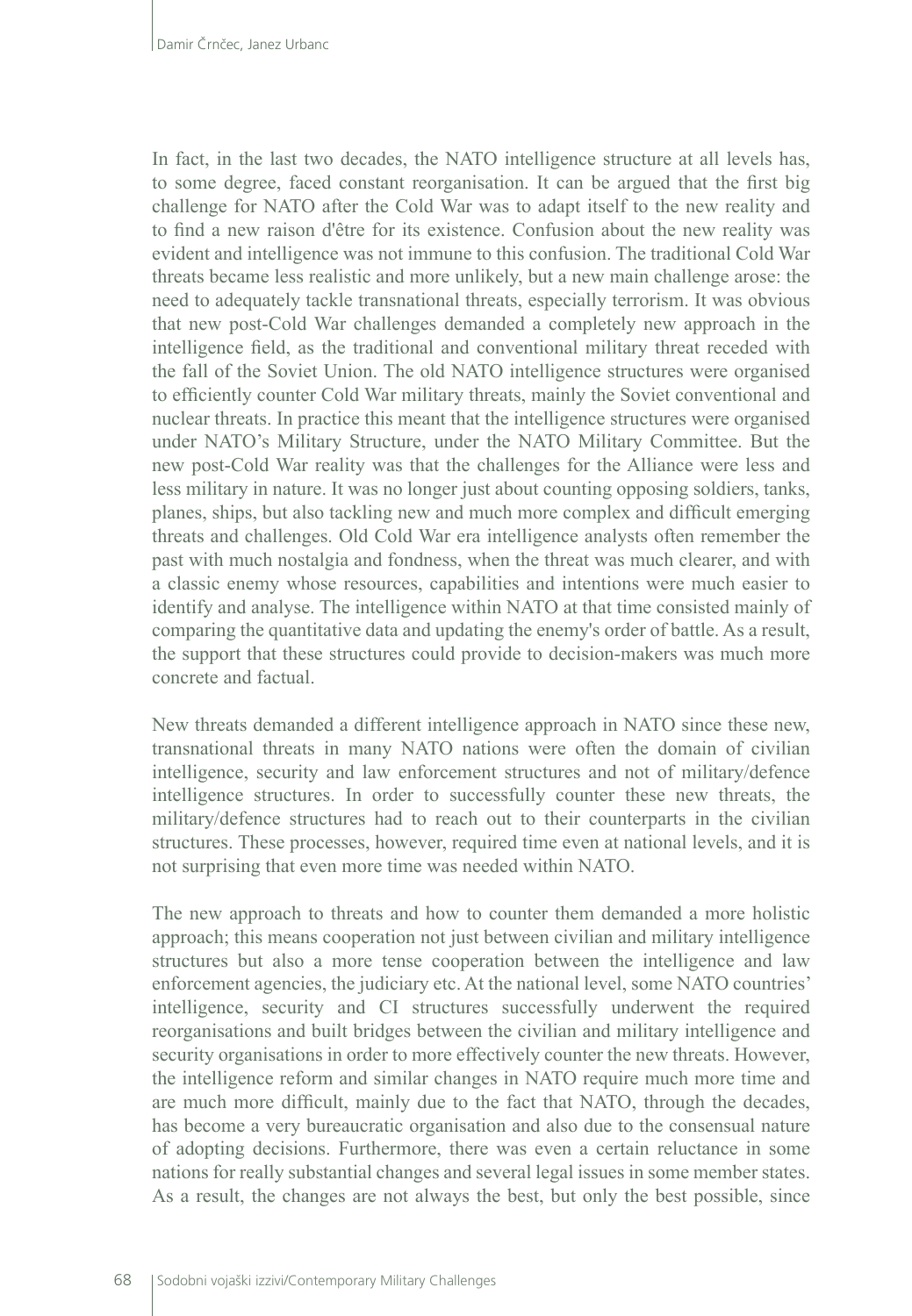In fact, in the last two decades, the NATO intelligence structure at all levels has, to some degree, faced constant reorganisation. It can be argued that the first big challenge for NATO after the Cold War was to adapt itself to the new reality and to find a new raison d'être for its existence. Confusion about the new reality was evident and intelligence was not immune to this confusion. The traditional Cold War threats became less realistic and more unlikely, but a new main challenge arose: the need to adequately tackle transnational threats, especially terrorism. It was obvious that new post-Cold War challenges demanded a completely new approach in the intelligence field, as the traditional and conventional military threat receded with the fall of the Soviet Union. The old NATO intelligence structures were organised to efficiently counter Cold War military threats, mainly the Soviet conventional and nuclear threats. In practice this meant that the intelligence structures were organised under NATO's Military Structure, under the NATO Military Committee. But the new post-Cold War reality was that the challenges for the Alliance were less and less military in nature. It was no longer just about counting opposing soldiers, tanks, planes, ships, but also tackling new and much more complex and difficult emerging threats and challenges. Old Cold War era intelligence analysts often remember the past with much nostalgia and fondness, when the threat was much clearer, and with a classic enemy whose resources, capabilities and intentions were much easier to identify and analyse. The intelligence within NATO at that time consisted mainly of comparing the quantitative data and updating the enemy's order of battle. As a result, the support that these structures could provide to decision-makers was much more concrete and factual.

New threats demanded a different intelligence approach in NATO since these new, transnational threats in many NATO nations were often the domain of civilian intelligence, security and law enforcement structures and not of military/defence intelligence structures. In order to successfully counter these new threats, the military/defence structures had to reach out to their counterparts in the civilian structures. These processes, however, required time even at national levels, and it is not surprising that even more time was needed within NATO.

The new approach to threats and how to counter them demanded a more holistic approach; this means cooperation not just between civilian and military intelligence structures but also a more tense cooperation between the intelligence and law enforcement agencies, the judiciary etc. At the national level, some NATO countries' intelligence, security and CI structures successfully underwent the required reorganisations and built bridges between the civilian and military intelligence and security organisations in order to more effectively counter the new threats. However, the intelligence reform and similar changes in NATO require much more time and are much more difficult, mainly due to the fact that NATO, through the decades, has become a very bureaucratic organisation and also due to the consensual nature of adopting decisions. Furthermore, there was even a certain reluctance in some nations for really substantial changes and several legal issues in some member states. As a result, the changes are not always the best, but only the best possible, since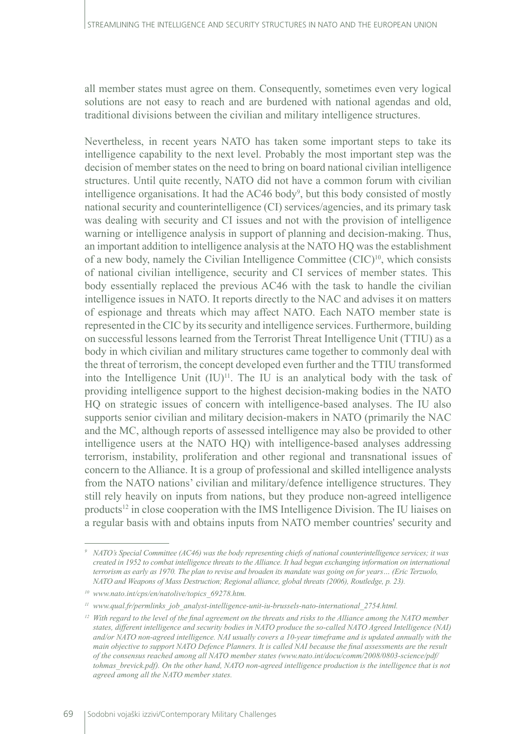all member states must agree on them. Consequently, sometimes even very logical solutions are not easy to reach and are burdened with national agendas and old, traditional divisions between the civilian and military intelligence structures.

Nevertheless, in recent years NATO has taken some important steps to take its intelligence capability to the next level. Probably the most important step was the decision of member states on the need to bring on board national civilian intelligence structures. Until quite recently, NATO did not have a common forum with civilian intelligence organisations. It had the AC46 body[9], but this body consisted of mostly national security and counterintelligence (CI) services/agencies, and its primary task was dealing with security and CI issues and not with the provision of intelligence warning or intelligence analysis in support of planning and decision-making. Thus, an important addition to intelligence analysis at the NATO HQ was the establishment of a new body, namely the Civilian Intelligence Committee (CIC)[10], which consists of national civilian intelligence, security and CI services of member states. This body essentially replaced the previous AC46 with the task to handle the civilian intelligence issues in NATO. It reports directly to the NAC and advises it on matters of espionage and threats which may affect NATO. Each NATO member state is represented in the CIC by its security and intelligence services. Furthermore, building on successful lessons learned from the Terrorist Threat Intelligence Unit (TTIU) as a body in which civilian and military structures came together to commonly deal with the threat of terrorism, the concept developed even further and the TTIU transformed into the Intelligence Unit (IU)[11]. The IU is an analytical body with the task of providing intelligence support to the highest decision-making bodies in the NATO HQ on strategic issues of concern with intelligence-based analyses. The IU also supports senior civilian and military decision-makers in NATO (primarily the NAC and the MC, although reports of assessed intelligence may also be provided to other intelligence users at the NATO HQ) with intelligence-based analyses addressing terrorism, instability, proliferation and other regional and transnational issues of concern to the Alliance. It is a group of professional and skilled intelligence analysts from the NATO nations' civilian and military/defence intelligence structures. They still rely heavily on inputs from nations, but they produce non-agreed intelligence products[12] in close cooperation with the IMS Intelligence Division. The IU liaises on a regular basis with and obtains inputs from NATO member countries' security and

---

[9] *NATO's Special Committee (AC46) was the body representing chiefs of national counterintelligence services; it was created in 1952 to combat intelligence threats to the Alliance. It had begun exchanging information on international terrorism as early as 1970. The plan to revise and broaden its mandate was going on for years… (Eric Terzuolo, NATO and Weapons of Mass Destruction; Regional alliance, global threats (2006), Routledge, p. 23).*

[10] *www.nato.int/cps/en/natolive/topics_69278.htm.*

[11] *www.qual.fr/permlinks_job_analyst-intelligence-unit-iu-brussels-nato-international_2754.html.*

[12] *With regard to the level of the final agreement on the threats and risks to the Alliance among the NATO member states, different intelligence and security bodies in NATO produce the so-called NATO Agreed Intelligence (NAI) and/or NATO non-agreed intelligence. NAI usually covers a 10-year timeframe and is updated annually with the main objective to support NATO Defence Planners. It is called NAI because the final assessments are the result of the consensus reached among all NATO member states (www.nato.int/docu/comm/2008/0803-science/pdf/tohmas_brevick.pdf). On the other hand, NATO non-agreed intelligence production is the intelligence that is not agreed among all the NATO member states.*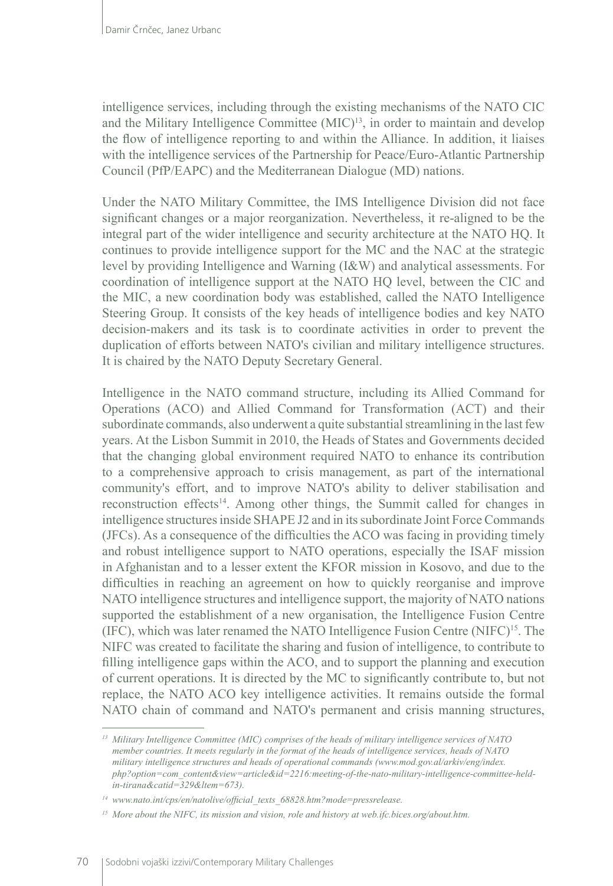intelligence services, including through the existing mechanisms of the NATO CIC and the Military Intelligence Committee (MIC)[13], in order to maintain and develop the flow of intelligence reporting to and within the Alliance. In addition, it liaises with the intelligence services of the Partnership for Peace/Euro-Atlantic Partnership Council (PfP/EAPC) and the Mediterranean Dialogue (MD) nations.

Under the NATO Military Committee, the IMS Intelligence Division did not face significant changes or a major reorganization. Nevertheless, it re-aligned to be the integral part of the wider intelligence and security architecture at the NATO HQ. It continues to provide intelligence support for the MC and the NAC at the strategic level by providing Intelligence and Warning (I&W) and analytical assessments. For coordination of intelligence support at the NATO HQ level, between the CIC and the MIC, a new coordination body was established, called the NATO Intelligence Steering Group. It consists of the key heads of intelligence bodies and key NATO decision-makers and its task is to coordinate activities in order to prevent the duplication of efforts between NATO's civilian and military intelligence structures. It is chaired by the NATO Deputy Secretary General.

Intelligence in the NATO command structure, including its Allied Command for Operations (ACO) and Allied Command for Transformation (ACT) and their subordinate commands, also underwent a quite substantial streamlining in the last few years. At the Lisbon Summit in 2010, the Heads of States and Governments decided that the changing global environment required NATO to enhance its contribution to a comprehensive approach to crisis management, as part of the international community's effort, and to improve NATO's ability to deliver stabilisation and reconstruction effects[14]. Among other things, the Summit called for changes in intelligence structures inside SHAPE J2 and in its subordinate Joint Force Commands (JFCs). As a consequence of the difficulties the ACO was facing in providing timely and robust intelligence support to NATO operations, especially the ISAF mission in Afghanistan and to a lesser extent the KFOR mission in Kosovo, and due to the difficulties in reaching an agreement on how to quickly reorganise and improve NATO intelligence structures and intelligence support, the majority of NATO nations supported the establishment of a new organisation, the Intelligence Fusion Centre (IFC), which was later renamed the NATO Intelligence Fusion Centre (NIFC)[15]. The NIFC was created to facilitate the sharing and fusion of intelligence, to contribute to filling intelligence gaps within the ACO, and to support the planning and execution of current operations. It is directed by the MC to significantly contribute to, but not replace, the NATO ACO key intelligence activities. It remains outside the formal NATO chain of command and NATO's permanent and crisis manning structures,

---

*[13] Military Intelligence Committee (MIC) comprises of the heads of military intelligence services of NATO member countries. It meets regularly in the format of the heads of intelligence services, heads of NATO military intelligence structures and heads of operational commands (www.mod.gov.al/arkiv/eng/index.php?option=com_content&view=article&id=2216:meeting-of-the-nato-military-intelligence-committee-held-in-tirana&catid=329&ltem=673).*

*[14] www.nato.int/cps/en/natolive/official_texts_68828.htm?mode=pressrelease.*

*[15] More about the NIFC, its mission and vision, role and history at web.ifc.bices.org/about.htm.*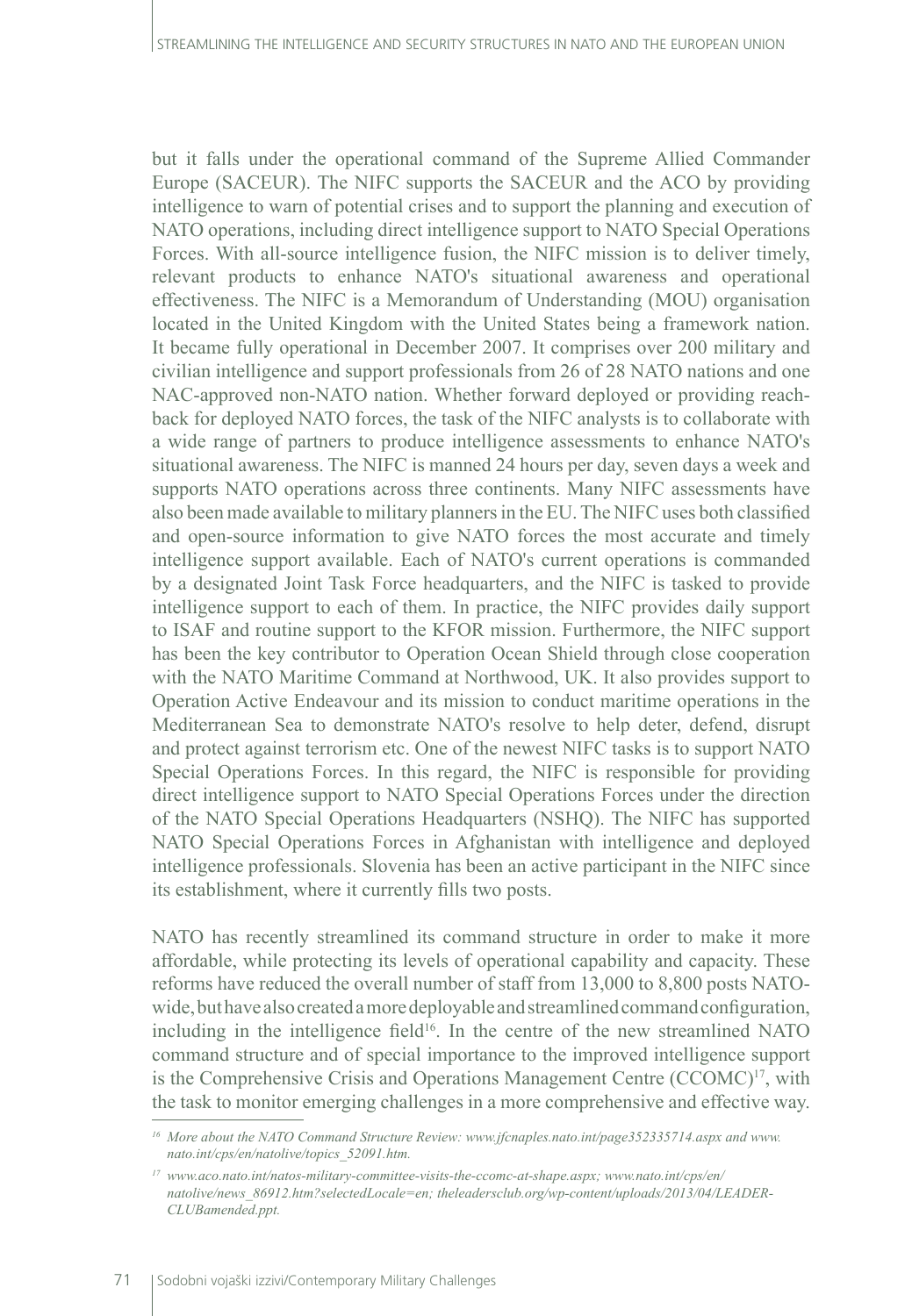but it falls under the operational command of the Supreme Allied Commander Europe (SACEUR). The NIFC supports the SACEUR and the ACO by providing intelligence to warn of potential crises and to support the planning and execution of NATO operations, including direct intelligence support to NATO Special Operations Forces. With all-source intelligence fusion, the NIFC mission is to deliver timely, relevant products to enhance NATO's situational awareness and operational effectiveness. The NIFC is a Memorandum of Understanding (MOU) organisation located in the United Kingdom with the United States being a framework nation. It became fully operational in December 2007. It comprises over 200 military and civilian intelligence and support professionals from 26 of 28 NATO nations and one NAC-approved non-NATO nation. Whether forward deployed or providing reach-back for deployed NATO forces, the task of the NIFC analysts is to collaborate with a wide range of partners to produce intelligence assessments to enhance NATO's situational awareness. The NIFC is manned 24 hours per day, seven days a week and supports NATO operations across three continents. Many NIFC assessments have also been made available to military planners in the EU. The NIFC uses both classified and open-source information to give NATO forces the most accurate and timely intelligence support available. Each of NATO's current operations is commanded by a designated Joint Task Force headquarters, and the NIFC is tasked to provide intelligence support to each of them. In practice, the NIFC provides daily support to ISAF and routine support to the KFOR mission. Furthermore, the NIFC support has been the key contributor to Operation Ocean Shield through close cooperation with the NATO Maritime Command at Northwood, UK. It also provides support to Operation Active Endeavour and its mission to conduct maritime operations in the Mediterranean Sea to demonstrate NATO's resolve to help deter, defend, disrupt and protect against terrorism etc. One of the newest NIFC tasks is to support NATO Special Operations Forces. In this regard, the NIFC is responsible for providing direct intelligence support to NATO Special Operations Forces under the direction of the NATO Special Operations Headquarters (NSHQ). The NIFC has supported NATO Special Operations Forces in Afghanistan with intelligence and deployed intelligence professionals. Slovenia has been an active participant in the NIFC since its establishment, where it currently fills two posts.

NATO has recently streamlined its command structure in order to make it more affordable, while protecting its levels of operational capability and capacity. These reforms have reduced the overall number of staff from 13,000 to 8,800 posts NATO-wide, but have also created a more deployable and streamlined command configuration, including in the intelligence field[16]. In the centre of the new streamlined NATO command structure and of special importance to the improved intelligence support is the Comprehensive Crisis and Operations Management Centre (CCOMC)[17], with the task to monitor emerging challenges in a more comprehensive and effective way.

---

[16] *More about the NATO Command Structure Review: www.jfcnaples.nato.int/page352335714.aspx and www.nato.int/cps/en/natolive/topics_52091.htm.*

[17] *www.aco.nato.int/natos-military-committee-visits-the-ccomc-at-shape.aspx; www.nato.int/cps/en/natolive/news_86912.htm?selectedLocale=en; theleadersclub.org/wp-content/uploads/2013/04/LEADER-CLUBamended.ppt.*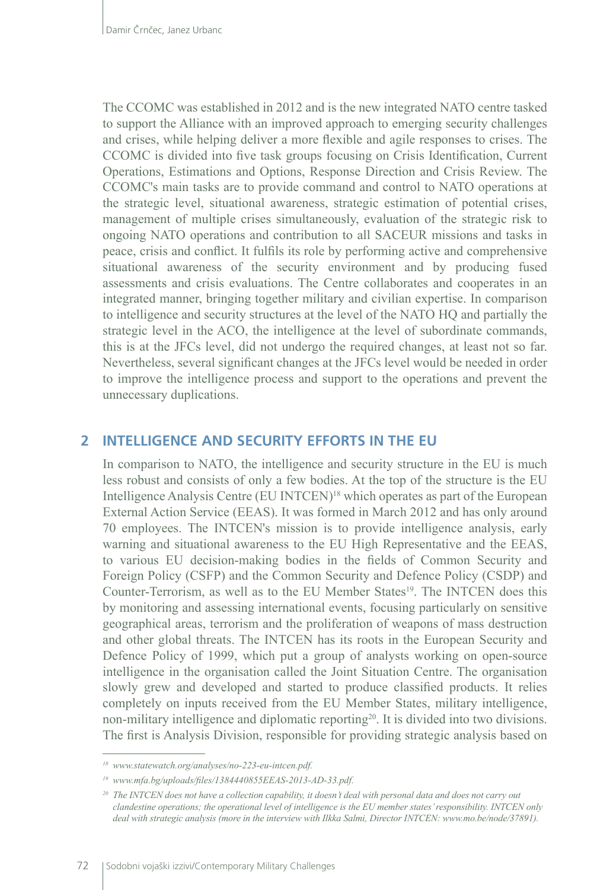The CCOMC was established in 2012 and is the new integrated NATO centre tasked to support the Alliance with an improved approach to emerging security challenges and crises, while helping deliver a more flexible and agile responses to crises. The CCOMC is divided into five task groups focusing on Crisis Identification, Current Operations, Estimations and Options, Response Direction and Crisis Review. The CCOMC's main tasks are to provide command and control to NATO operations at the strategic level, situational awareness, strategic estimation of potential crises, management of multiple crises simultaneously, evaluation of the strategic risk to ongoing NATO operations and contribution to all SACEUR missions and tasks in peace, crisis and conflict. It fulfils its role by performing active and comprehensive situational awareness of the security environment and by producing fused assessments and crisis evaluations. The Centre collaborates and cooperates in an integrated manner, bringing together military and civilian expertise. In comparison to intelligence and security structures at the level of the NATO HQ and partially the strategic level in the ACO, the intelligence at the level of subordinate commands, this is at the JFCs level, did not undergo the required changes, at least not so far. Nevertheless, several significant changes at the JFCs level would be needed in order to improve the intelligence process and support to the operations and prevent the unnecessary duplications.

## 2 INTELLIGENCE AND SECURITY EFFORTS IN THE EU

In comparison to NATO, the intelligence and security structure in the EU is much less robust and consists of only a few bodies. At the top of the structure is the EU Intelligence Analysis Centre (EU INTCEN)[18] which operates as part of the European External Action Service (EEAS). It was formed in March 2012 and has only around 70 employees. The INTCEN's mission is to provide intelligence analysis, early warning and situational awareness to the EU High Representative and the EEAS, to various EU decision-making bodies in the fields of Common Security and Foreign Policy (CSFP) and the Common Security and Defence Policy (CSDP) and Counter-Terrorism, as well as to the EU Member States[19]. The INTCEN does this by monitoring and assessing international events, focusing particularly on sensitive geographical areas, terrorism and the proliferation of weapons of mass destruction and other global threats. The INTCEN has its roots in the European Security and Defence Policy of 1999, which put a group of analysts working on open-source intelligence in the organisation called the Joint Situation Centre. The organisation slowly grew and developed and started to produce classified products. It relies completely on inputs received from the EU Member States, military intelligence, non-military intelligence and diplomatic reporting[20]. It is divided into two divisions. The first is Analysis Division, responsible for providing strategic analysis based on

---

[18] *www.statewatch.org/analyses/no-223-eu-intcen.pdf.*

[19] *www.mfa.bg/uploads/files/1384440855EEAS-2013-AD-33.pdf.*

[20] *The INTCEN does not have a collection capability, it doesn't deal with personal data and does not carry out clandestine operations; the operational level of intelligence is the EU member states' responsibility. INTCEN only deal with strategic analysis (more in the interview with Ilkka Salmi, Director INTCEN: www.mo.be/node/37891).*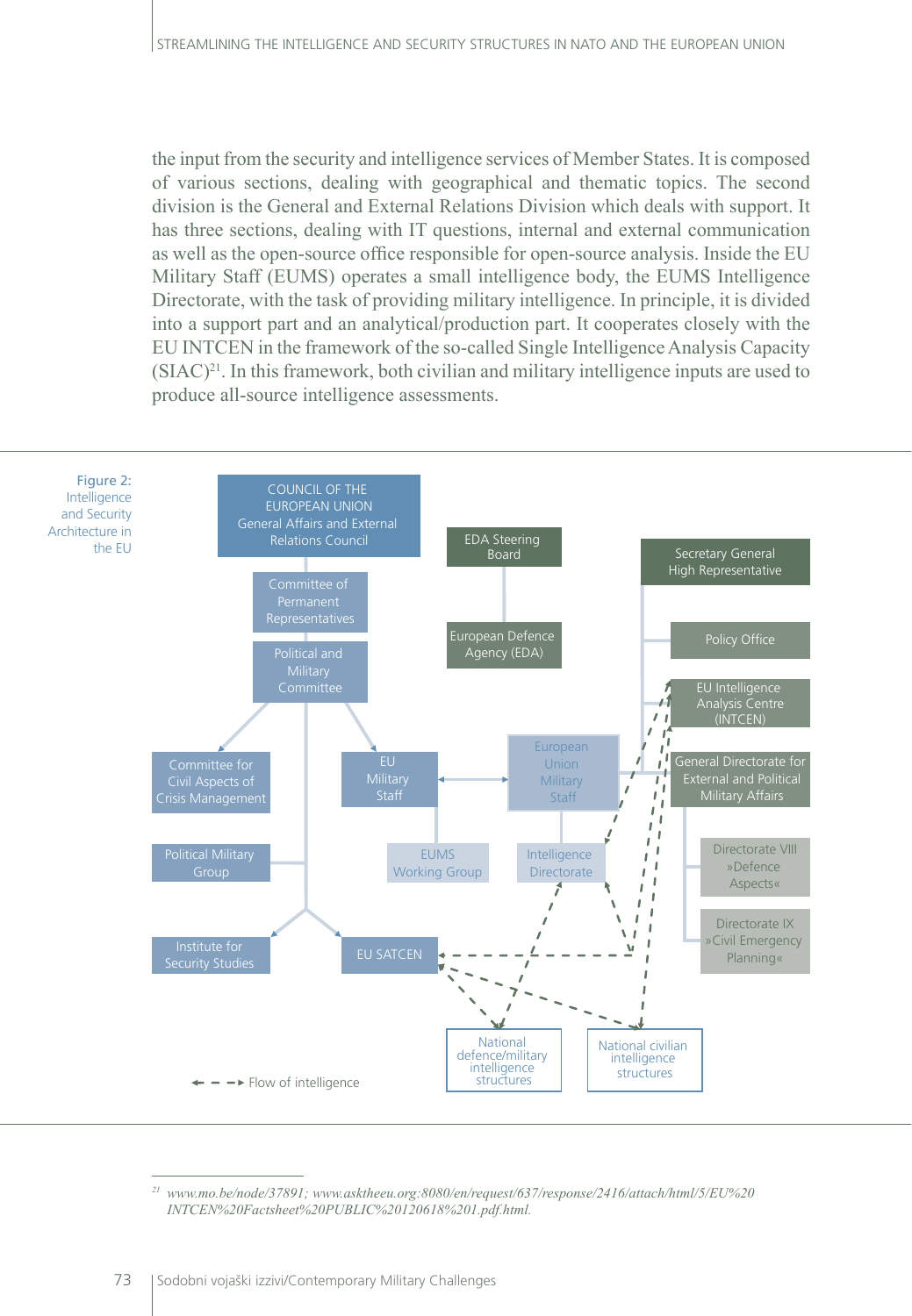the input from the security and intelligence services of Member States. It is composed of various sections, dealing with geographical and thematic topics. The second division is the General and External Relations Division which deals with support. It has three sections, dealing with IT questions, internal and external communication as well as the open-source office responsible for open-source analysis. Inside the EU Military Staff (EUMS) operates a small intelligence body, the EUMS Intelligence Directorate, with the task of providing military intelligence. In principle, it is divided into a support part and an analytical/production part. It cooperates closely with the EU INTCEN in the framework of the so-called Single Intelligence Analysis Capacity (SIAC)[21]. In this framework, both civilian and military intelligence inputs are used to produce all-source intelligence assessments.

Figure 2: Intelligence and Security Architecture in the EU

COUNCIL OF THE EUROPEAN UNION General Affairs and External Relations Council

Committee of Permanent Representatives

Political and Military Committee

Committee for Civil Aspects of Crisis Management

EU Military Staff

European Union Military Staff

Political Military Group

EUMS Working Group

Intelligence Directorate

Institute for Security Studies

EU SATCEN

EDA Steering Board

European Defence Agency (EDA)

Secretary General High Representative

Policy Office

EU Intelligence Analysis Centre (INTCEN)

General Directorate for External and Political Military Affairs

Directorate VIII »Defence Aspects«

Directorate IX »Civil Emergency Planning«

National defence/military intelligence structures

National civilian intelligence structures

← – – → Flow of intelligence

[21] www.mo.be/node/37891; www.asktheeu.org:8080/en/request/637/response/2416/attach/html/5/EU%20INTCEN%20Factsheet%20PUBLIC%20120618%201.pdf.html.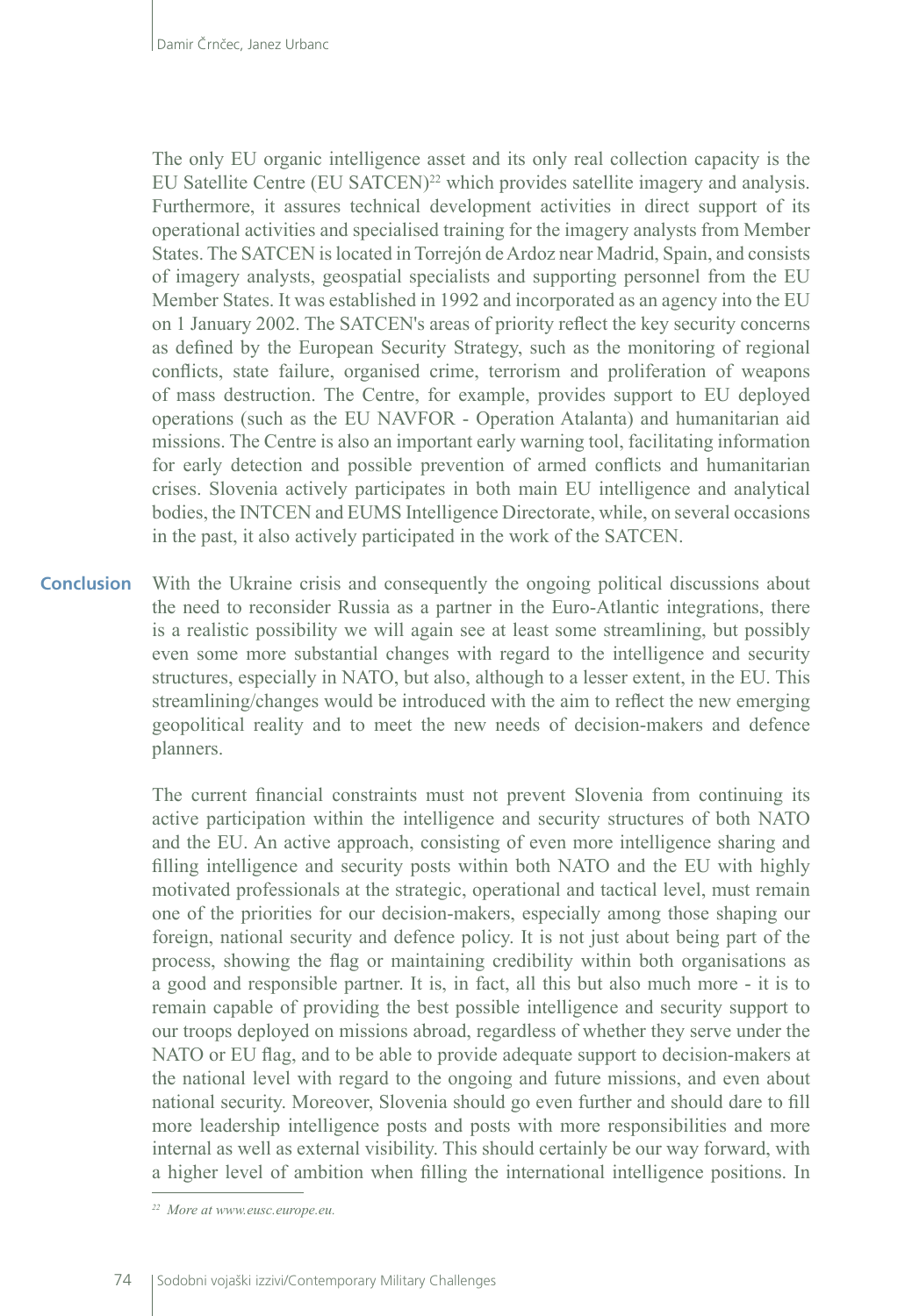The only EU organic intelligence asset and its only real collection capacity is the EU Satellite Centre (EU SATCEN)[22] which provides satellite imagery and analysis. Furthermore, it assures technical development activities in direct support of its operational activities and specialised training for the imagery analysts from Member States. The SATCEN is located in Torrejón de Ardoz near Madrid, Spain, and consists of imagery analysts, geospatial specialists and supporting personnel from the EU Member States. It was established in 1992 and incorporated as an agency into the EU on 1 January 2002. The SATCEN's areas of priority reflect the key security concerns as defined by the European Security Strategy, such as the monitoring of regional conflicts, state failure, organised crime, terrorism and proliferation of weapons of mass destruction. The Centre, for example, provides support to EU deployed operations (such as the EU NAVFOR - Operation Atalanta) and humanitarian aid missions. The Centre is also an important early warning tool, facilitating information for early detection and possible prevention of armed conflicts and humanitarian crises. Slovenia actively participates in both main EU intelligence and analytical bodies, the INTCEN and EUMS Intelligence Directorate, while, on several occasions in the past, it also actively participated in the work of the SATCEN.

## Conclusion

With the Ukraine crisis and consequently the ongoing political discussions about the need to reconsider Russia as a partner in the Euro-Atlantic integrations, there is a realistic possibility we will again see at least some streamlining, but possibly even some more substantial changes with regard to the intelligence and security structures, especially in NATO, but also, although to a lesser extent, in the EU. This streamlining/changes would be introduced with the aim to reflect the new emerging geopolitical reality and to meet the new needs of decision-makers and defence planners.

The current financial constraints must not prevent Slovenia from continuing its active participation within the intelligence and security structures of both NATO and the EU. An active approach, consisting of even more intelligence sharing and filling intelligence and security posts within both NATO and the EU with highly motivated professionals at the strategic, operational and tactical level, must remain one of the priorities for our decision-makers, especially among those shaping our foreign, national security and defence policy. It is not just about being part of the process, showing the flag or maintaining credibility within both organisations as a good and responsible partner. It is, in fact, all this but also much more - it is to remain capable of providing the best possible intelligence and security support to our troops deployed on missions abroad, regardless of whether they serve under the NATO or EU flag, and to be able to provide adequate support to decision-makers at the national level with regard to the ongoing and future missions, and even about national security. Moreover, Slovenia should go even further and should dare to fill more leadership intelligence posts and posts with more responsibilities and more internal as well as external visibility. This should certainly be our way forward, with a higher level of ambition when filling the international intelligence positions. In

[22] *More at www.eusc.europe.eu.*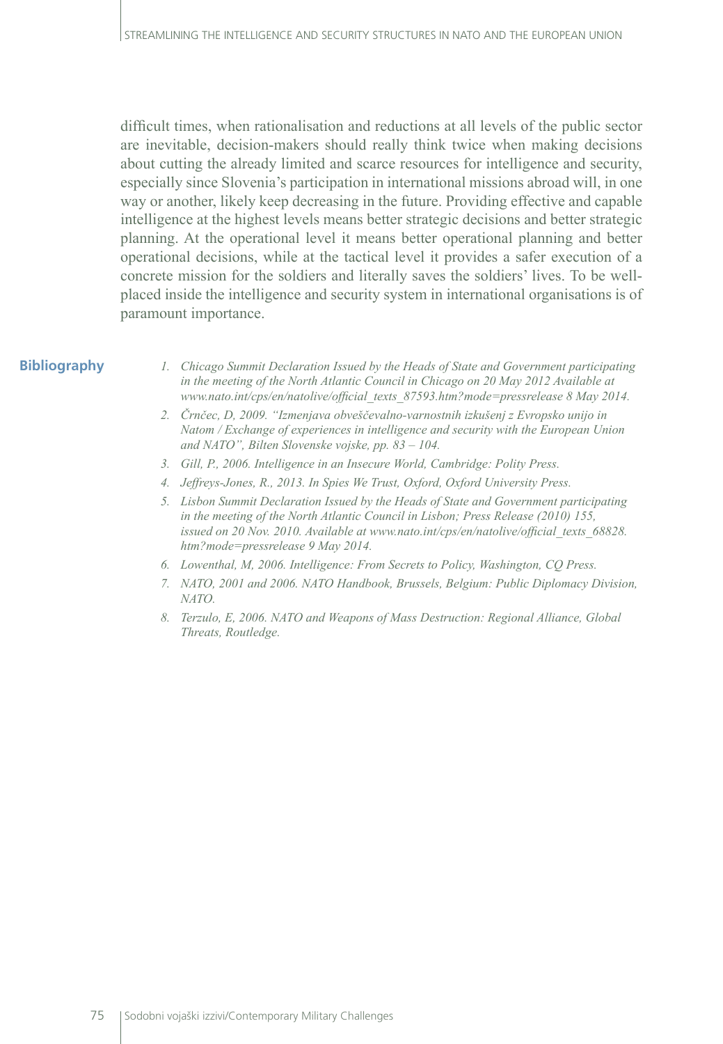difficult times, when rationalisation and reductions at all levels of the public sector are inevitable, decision-makers should really think twice when making decisions about cutting the already limited and scarce resources for intelligence and security, especially since Slovenia's participation in international missions abroad will, in one way or another, likely keep decreasing in the future. Providing effective and capable intelligence at the highest levels means better strategic decisions and better strategic planning. At the operational level it means better operational planning and better operational decisions, while at the tactical level it provides a safer execution of a concrete mission for the soldiers and literally saves the soldiers' lives. To be well-placed inside the intelligence and security system in international organisations is of paramount importance.

## Bibliography

1. *Chicago Summit Declaration Issued by the Heads of State and Government participating in the meeting of the North Atlantic Council in Chicago on 20 May 2012 Available at www.nato.int/cps/en/natolive/official_texts_87593.htm?mode=pressrelease 8 May 2014.*
2. *Črnčec, D, 2009. "Izmenjava obveščevalno-varnostnih izkušenj z Evropsko unijo in Natom / Exchange of experiences in intelligence and security with the European Union and NATO", Bilten Slovenske vojske, pp. 83 – 104.*
3. *Gill, P., 2006. Intelligence in an Insecure World, Cambridge: Polity Press.*
4. *Jeffreys-Jones, R., 2013. In Spies We Trust, Oxford, Oxford University Press.*
5. *Lisbon Summit Declaration Issued by the Heads of State and Government participating in the meeting of the North Atlantic Council in Lisbon; Press Release (2010) 155, issued on 20 Nov. 2010. Available at www.nato.int/cps/en/natolive/official_texts_68828.htm?mode=pressrelease 9 May 2014.*
6. *Lowenthal, M, 2006. Intelligence: From Secrets to Policy, Washington, CQ Press.*
7. *NATO, 2001 and 2006. NATO Handbook, Brussels, Belgium: Public Diplomacy Division, NATO.*
8. *Terzulo, E, 2006. NATO and Weapons of Mass Destruction: Regional Alliance, Global Threats, Routledge.*